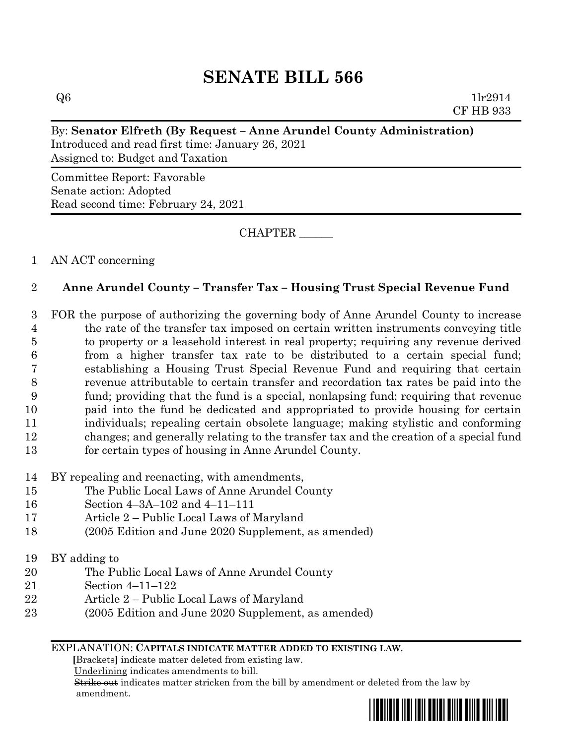# SENATE BILL 566

Q6 1lr2914
CF HB 933

By: **Senator Elfreth (By Request – Anne Arundel County Administration)**
Introduced and read first time: January 26, 2021
Assigned to: Budget and Taxation

Committee Report: Favorable
Senate action: Adopted
Read second time: February 24, 2021

CHAPTER ______

1 AN ACT concerning

2 **Anne Arundel County – Transfer Tax – Housing Trust Special Revenue Fund**

3 FOR the purpose of authorizing the governing body of Anne Arundel County to increase
4 the rate of the transfer tax imposed on certain written instruments conveying title
5 to property or a leasehold interest in real property; requiring any revenue derived
6 from a higher transfer tax rate to be distributed to a certain special fund;
7 establishing a Housing Trust Special Revenue Fund and requiring that certain
8 revenue attributable to certain transfer and recordation tax rates be paid into the
9 fund; providing that the fund is a special, nonlapsing fund; requiring that revenue
10 paid into the fund be dedicated and appropriated to provide housing for certain
11 individuals; repealing certain obsolete language; making stylistic and conforming
12 changes; and generally relating to the transfer tax and the creation of a special fund
13 for certain types of housing in Anne Arundel County.

14 BY repealing and reenacting, with amendments,
15 The Public Local Laws of Anne Arundel County
16 Section 4–3A–102 and 4–11–111
17 Article 2 – Public Local Laws of Maryland
18 (2005 Edition and June 2020 Supplement, as amended)

19 BY adding to
20 The Public Local Laws of Anne Arundel County
21 Section 4–11–122
22 Article 2 – Public Local Laws of Maryland
23 (2005 Edition and June 2020 Supplement, as amended)

EXPLANATION: **CAPITALS INDICATE MATTER ADDED TO EXISTING LAW.**
**[**Brackets**]** indicate matter deleted from existing law.
Underlining indicates amendments to bill.
~~Strike out~~ indicates matter stricken from the bill by amendment or deleted from the law by amendment.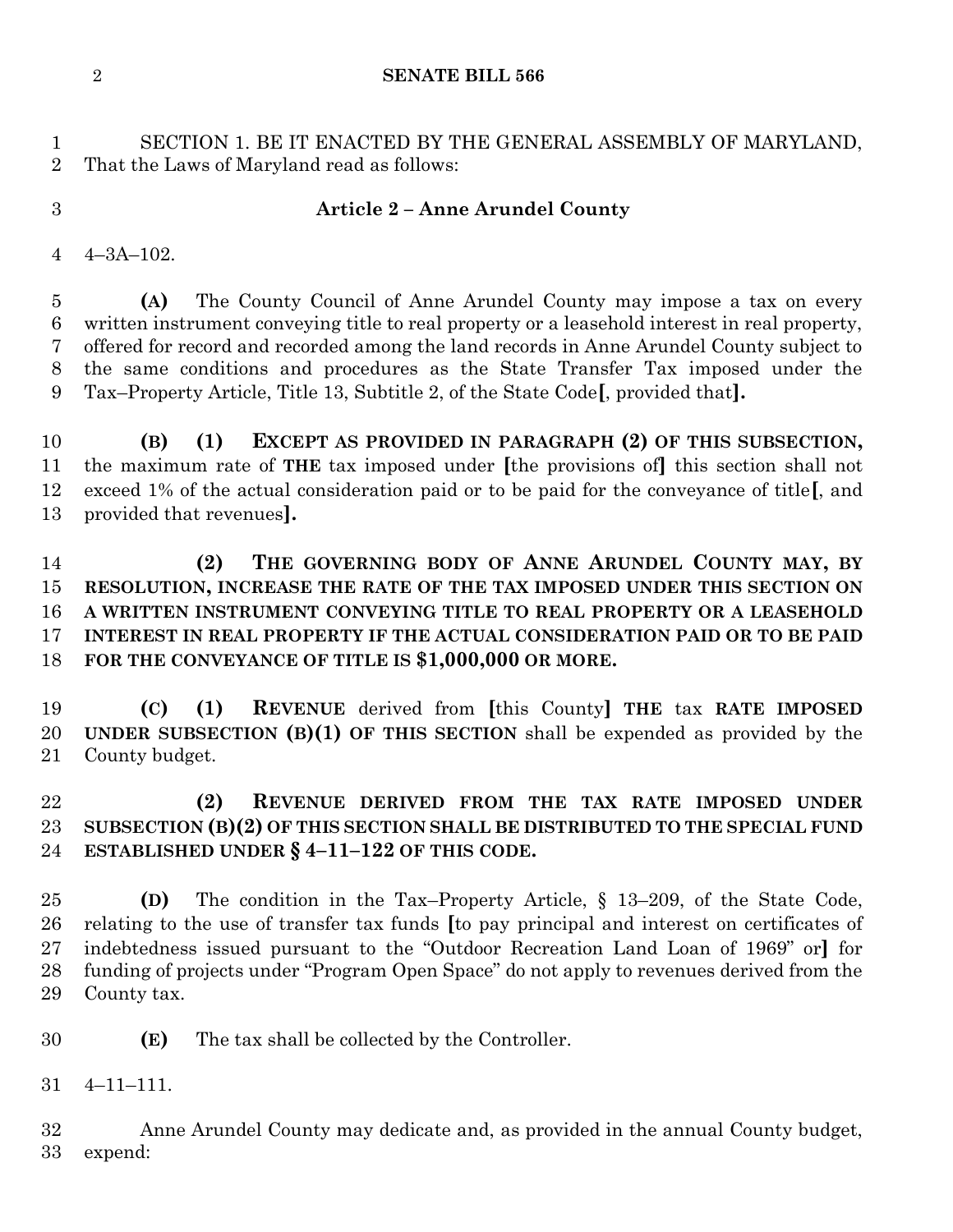SECTION 1. BE IT ENACTED BY THE GENERAL ASSEMBLY OF MARYLAND, That the Laws of Maryland read as follows:

**Article 2 – Anne Arundel County**

4–3A–102.

**(A)** The County Council of Anne Arundel County may impose a tax on every written instrument conveying title to real property or a leasehold interest in real property, offered for record and recorded among the land records in Anne Arundel County subject to the same conditions and procedures as the State Transfer Tax imposed under the Tax–Property Article, Title 13, Subtitle 2, of the State Code**[**, provided that**]**.

**(B)** **(1)** **EXCEPT AS PROVIDED IN PARAGRAPH (2) OF THIS SUBSECTION,** the maximum rate of **THE** tax imposed under **[**the provisions of**]** this section shall not exceed 1% of the actual consideration paid or to be paid for the conveyance of title**[**, and provided that revenues**]**.

**(2)** **THE GOVERNING BODY OF ANNE ARUNDEL COUNTY MAY, BY RESOLUTION, INCREASE THE RATE OF THE TAX IMPOSED UNDER THIS SECTION ON A WRITTEN INSTRUMENT CONVEYING TITLE TO REAL PROPERTY OR A LEASEHOLD INTEREST IN REAL PROPERTY IF THE ACTUAL CONSIDERATION PAID OR TO BE PAID FOR THE CONVEYANCE OF TITLE IS $1,000,000 OR MORE.**

**(C)** **(1)** **REVENUE** derived from **[**this County**]** **THE** tax **RATE IMPOSED UNDER SUBSECTION (B)(1) OF THIS SECTION** shall be expended as provided by the County budget.

**(2)** **REVENUE DERIVED FROM THE TAX RATE IMPOSED UNDER SUBSECTION (B)(2) OF THIS SECTION SHALL BE DISTRIBUTED TO THE SPECIAL FUND ESTABLISHED UNDER § 4–11–122 OF THIS CODE.**

**(D)** The condition in the Tax–Property Article, § 13–209, of the State Code, relating to the use of transfer tax funds **[**to pay principal and interest on certificates of indebtedness issued pursuant to the "Outdoor Recreation Land Loan of 1969" or**]** for funding of projects under "Program Open Space" do not apply to revenues derived from the County tax.

**(E)** The tax shall be collected by the Controller.

4–11–111.

Anne Arundel County may dedicate and, as provided in the annual County budget, expend: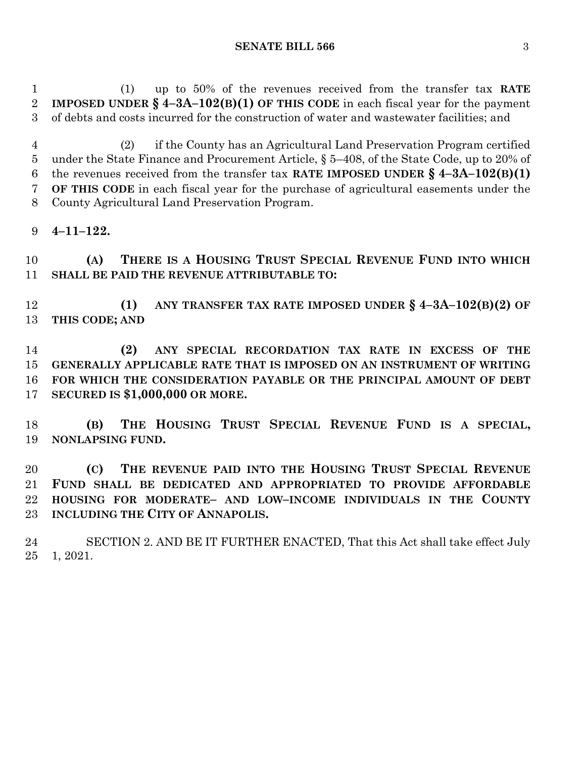(1) up to 50% of the revenues received from the transfer tax **RATE IMPOSED UNDER § 4–3A–102(B)(1) OF THIS CODE** in each fiscal year for the payment of debts and costs incurred for the construction of water and wastewater facilities; and

(2) if the County has an Agricultural Land Preservation Program certified under the State Finance and Procurement Article, § 5–408, of the State Code, up to 20% of the revenues received from the transfer tax **RATE IMPOSED UNDER § 4–3A–102(B)(1) OF THIS CODE** in each fiscal year for the purchase of agricultural easements under the County Agricultural Land Preservation Program.

**4–11–122.**

**(A) THERE IS A HOUSING TRUST SPECIAL REVENUE FUND INTO WHICH SHALL BE PAID THE REVENUE ATTRIBUTABLE TO:**

**(1) ANY TRANSFER TAX RATE IMPOSED UNDER § 4–3A–102(B)(2) OF THIS CODE; AND**

**(2) ANY SPECIAL RECORDATION TAX RATE IN EXCESS OF THE GENERALLY APPLICABLE RATE THAT IS IMPOSED ON AN INSTRUMENT OF WRITING FOR WHICH THE CONSIDERATION PAYABLE OR THE PRINCIPAL AMOUNT OF DEBT SECURED IS $1,000,000 OR MORE.**

**(B) THE HOUSING TRUST SPECIAL REVENUE FUND IS A SPECIAL, NONLAPSING FUND.**

**(C) THE REVENUE PAID INTO THE HOUSING TRUST SPECIAL REVENUE FUND SHALL BE DEDICATED AND APPROPRIATED TO PROVIDE AFFORDABLE HOUSING FOR MODERATE– AND LOW–INCOME INDIVIDUALS IN THE COUNTY INCLUDING THE CITY OF ANNAPOLIS.**

SECTION 2. AND BE IT FURTHER ENACTED, That this Act shall take effect July 1, 2021.